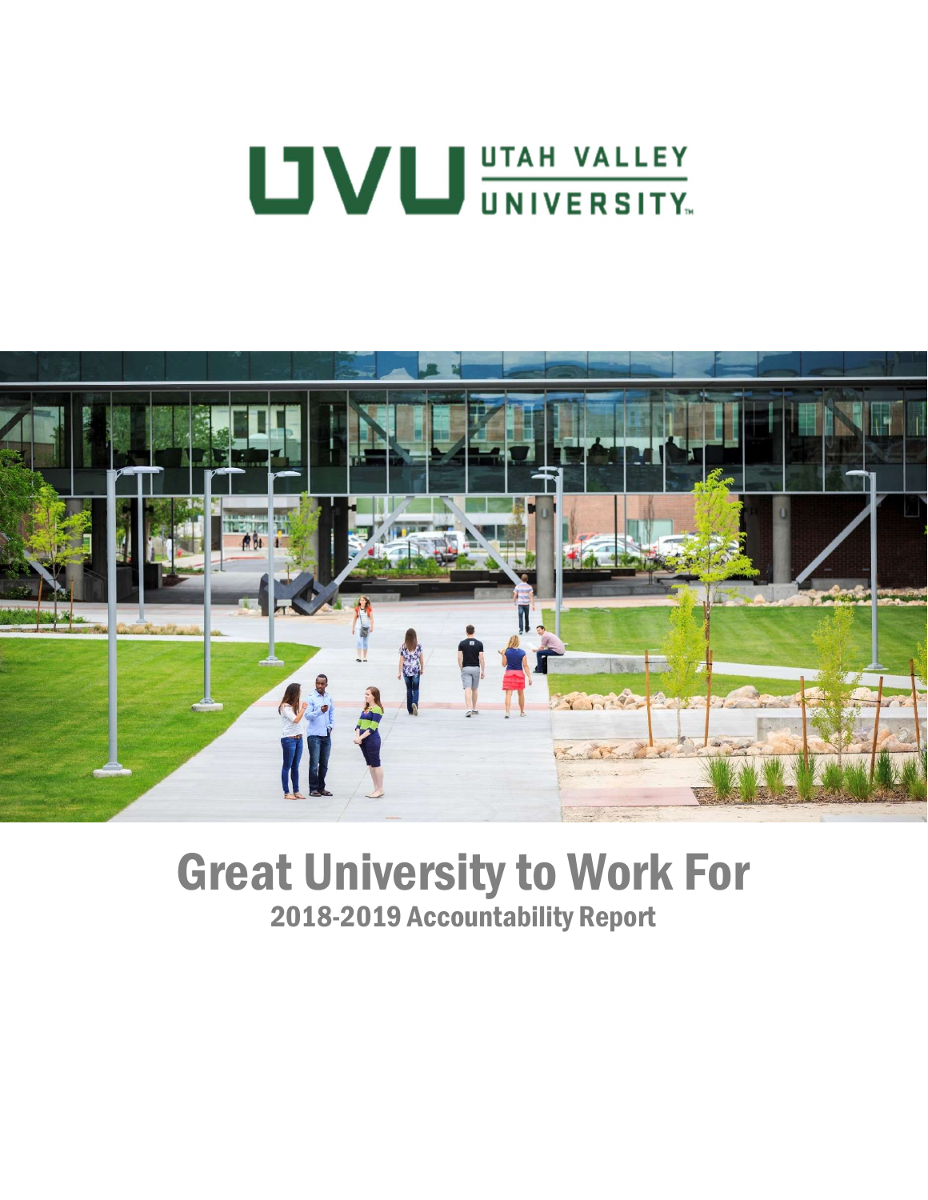UTAH VALLEY UNIVERSITY

# Great University to Work For

## 2018-2019 Accountability Report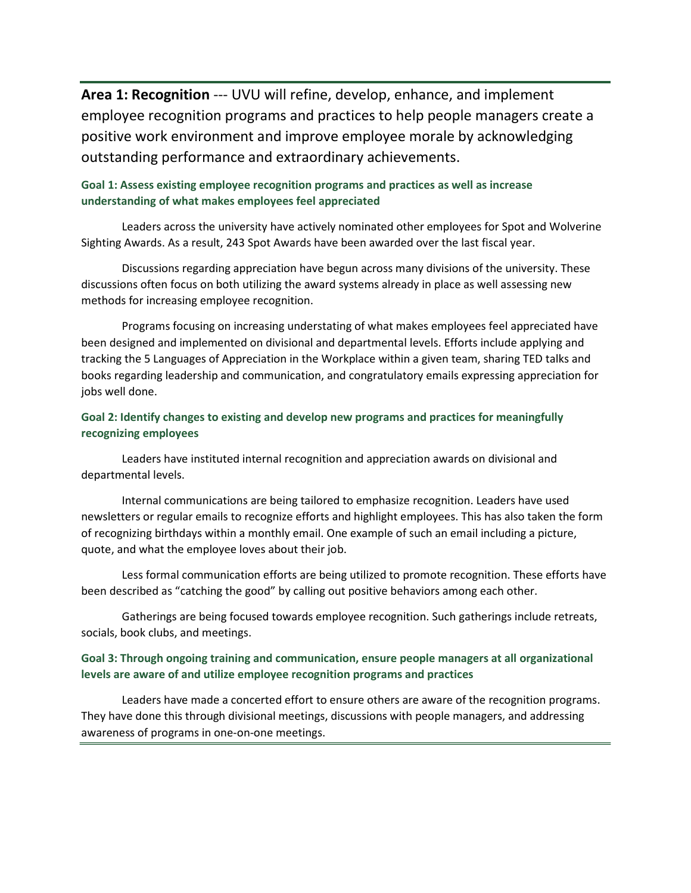## **Area 1: Recognition** --- UVU will refine, develop, enhance, and implement employee recognition programs and practices to help people managers create a positive work environment and improve employee morale by acknowledging outstanding performance and extraordinary achievements.

### Goal 1: Assess existing employee recognition programs and practices as well as increase understanding of what makes employees feel appreciated

Leaders across the university have actively nominated other employees for Spot and Wolverine Sighting Awards. As a result, 243 Spot Awards have been awarded over the last fiscal year.

Discussions regarding appreciation have begun across many divisions of the university. These discussions often focus on both utilizing the award systems already in place as well assessing new methods for increasing employee recognition.

Programs focusing on increasing understating of what makes employees feel appreciated have been designed and implemented on divisional and departmental levels. Efforts include applying and tracking the 5 Languages of Appreciation in the Workplace within a given team, sharing TED talks and books regarding leadership and communication, and congratulatory emails expressing appreciation for jobs well done.

### Goal 2: Identify changes to existing and develop new programs and practices for meaningfully recognizing employees

Leaders have instituted internal recognition and appreciation awards on divisional and departmental levels.

Internal communications are being tailored to emphasize recognition. Leaders have used newsletters or regular emails to recognize efforts and highlight employees. This has also taken the form of recognizing birthdays within a monthly email. One example of such an email including a picture, quote, and what the employee loves about their job.

Less formal communication efforts are being utilized to promote recognition. These efforts have been described as "catching the good" by calling out positive behaviors among each other.

Gatherings are being focused towards employee recognition. Such gatherings include retreats, socials, book clubs, and meetings.

### Goal 3: Through ongoing training and communication, ensure people managers at all organizational levels are aware of and utilize employee recognition programs and practices

Leaders have made a concerted effort to ensure others are aware of the recognition programs. They have done this through divisional meetings, discussions with people managers, and addressing awareness of programs in one-on-one meetings.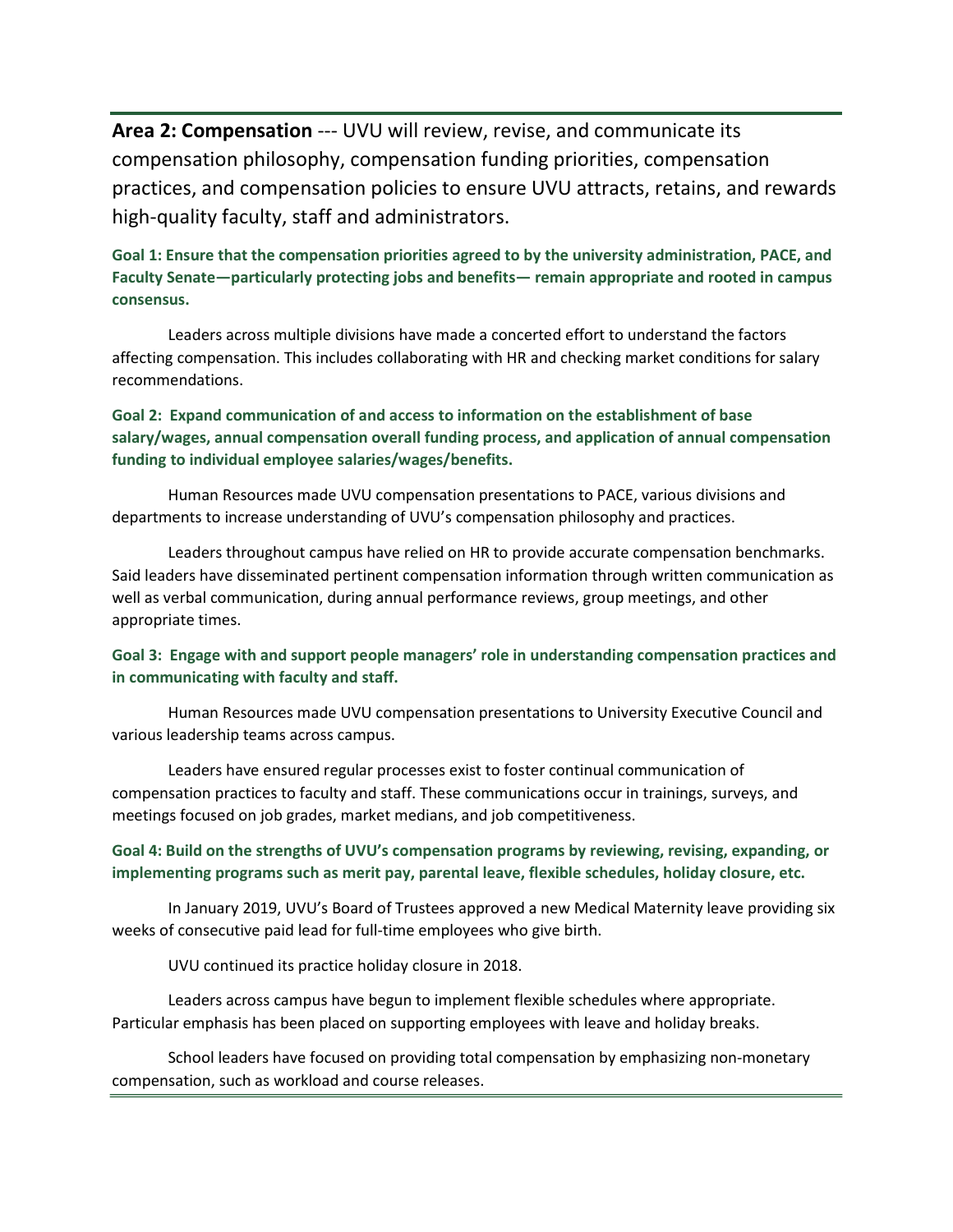**Area 2: Compensation** --- UVU will review, revise, and communicate its compensation philosophy, compensation funding priorities, compensation practices, and compensation policies to ensure UVU attracts, retains, and rewards high-quality faculty, staff and administrators.

**Goal 1: Ensure that the compensation priorities agreed to by the university administration, PACE, and Faculty Senate—particularly protecting jobs and benefits— remain appropriate and rooted in campus consensus.**

Leaders across multiple divisions have made a concerted effort to understand the factors affecting compensation. This includes collaborating with HR and checking market conditions for salary recommendations.

**Goal 2: Expand communication of and access to information on the establishment of base salary/wages, annual compensation overall funding process, and application of annual compensation funding to individual employee salaries/wages/benefits.**

Human Resources made UVU compensation presentations to PACE, various divisions and departments to increase understanding of UVU's compensation philosophy and practices.

Leaders throughout campus have relied on HR to provide accurate compensation benchmarks. Said leaders have disseminated pertinent compensation information through written communication as well as verbal communication, during annual performance reviews, group meetings, and other appropriate times.

**Goal 3: Engage with and support people managers' role in understanding compensation practices and in communicating with faculty and staff.**

Human Resources made UVU compensation presentations to University Executive Council and various leadership teams across campus.

Leaders have ensured regular processes exist to foster continual communication of compensation practices to faculty and staff. These communications occur in trainings, surveys, and meetings focused on job grades, market medians, and job competitiveness.

**Goal 4: Build on the strengths of UVU's compensation programs by reviewing, revising, expanding, or implementing programs such as merit pay, parental leave, flexible schedules, holiday closure, etc.**

In January 2019, UVU's Board of Trustees approved a new Medical Maternity leave providing six weeks of consecutive paid lead for full-time employees who give birth.

UVU continued its practice holiday closure in 2018.

Leaders across campus have begun to implement flexible schedules where appropriate. Particular emphasis has been placed on supporting employees with leave and holiday breaks.

School leaders have focused on providing total compensation by emphasizing non-monetary compensation, such as workload and course releases.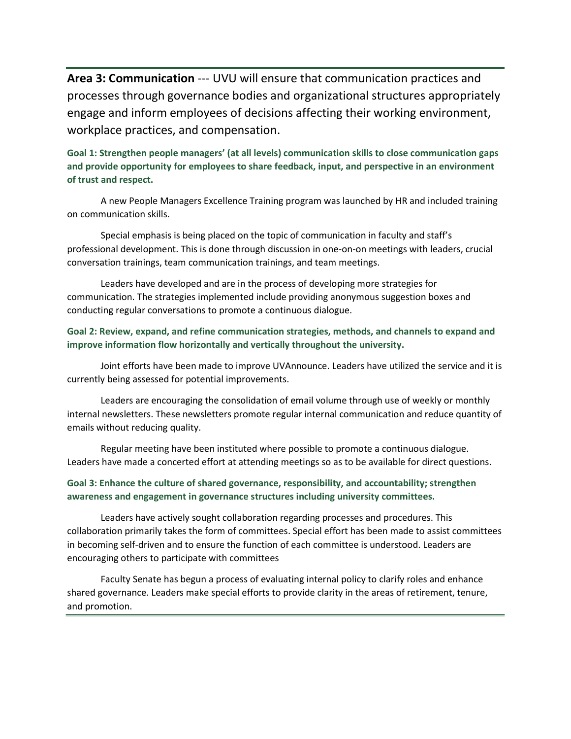**Area 3: Communication** --- UVU will ensure that communication practices and processes through governance bodies and organizational structures appropriately engage and inform employees of decisions affecting their working environment, workplace practices, and compensation.

**Goal 1: Strengthen people managers' (at all levels) communication skills to close communication gaps and provide opportunity for employees to share feedback, input, and perspective in an environment of trust and respect.**

A new People Managers Excellence Training program was launched by HR and included training on communication skills.

Special emphasis is being placed on the topic of communication in faculty and staff's professional development. This is done through discussion in one-on-on meetings with leaders, crucial conversation trainings, team communication trainings, and team meetings.

Leaders have developed and are in the process of developing more strategies for communication. The strategies implemented include providing anonymous suggestion boxes and conducting regular conversations to promote a continuous dialogue.

**Goal 2: Review, expand, and refine communication strategies, methods, and channels to expand and improve information flow horizontally and vertically throughout the university.**

Joint efforts have been made to improve UVAnnounce. Leaders have utilized the service and it is currently being assessed for potential improvements.

Leaders are encouraging the consolidation of email volume through use of weekly or monthly internal newsletters. These newsletters promote regular internal communication and reduce quantity of emails without reducing quality.

Regular meeting have been instituted where possible to promote a continuous dialogue. Leaders have made a concerted effort at attending meetings so as to be available for direct questions.

**Goal 3: Enhance the culture of shared governance, responsibility, and accountability; strengthen awareness and engagement in governance structures including university committees.**

Leaders have actively sought collaboration regarding processes and procedures. This collaboration primarily takes the form of committees. Special effort has been made to assist committees in becoming self-driven and to ensure the function of each committee is understood. Leaders are encouraging others to participate with committees

Faculty Senate has begun a process of evaluating internal policy to clarify roles and enhance shared governance. Leaders make special efforts to provide clarity in the areas of retirement, tenure, and promotion.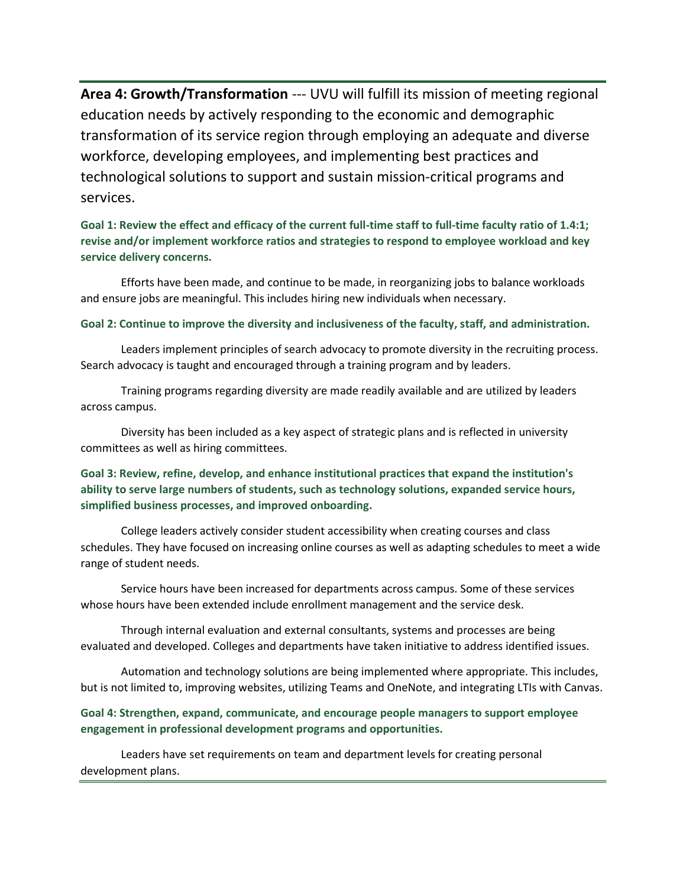**Area 4: Growth/Transformation** --- UVU will fulfill its mission of meeting regional education needs by actively responding to the economic and demographic transformation of its service region through employing an adequate and diverse workforce, developing employees, and implementing best practices and technological solutions to support and sustain mission-critical programs and services.

**Goal 1: Review the effect and efficacy of the current full-time staff to full-time faculty ratio of 1.4:1; revise and/or implement workforce ratios and strategies to respond to employee workload and key service delivery concerns.**

Efforts have been made, and continue to be made, in reorganizing jobs to balance workloads and ensure jobs are meaningful. This includes hiring new individuals when necessary.

**Goal 2: Continue to improve the diversity and inclusiveness of the faculty, staff, and administration.**

Leaders implement principles of search advocacy to promote diversity in the recruiting process. Search advocacy is taught and encouraged through a training program and by leaders.

Training programs regarding diversity are made readily available and are utilized by leaders across campus.

Diversity has been included as a key aspect of strategic plans and is reflected in university committees as well as hiring committees.

**Goal 3: Review, refine, develop, and enhance institutional practices that expand the institution's ability to serve large numbers of students, such as technology solutions, expanded service hours, simplified business processes, and improved onboarding.**

College leaders actively consider student accessibility when creating courses and class schedules. They have focused on increasing online courses as well as adapting schedules to meet a wide range of student needs.

Service hours have been increased for departments across campus. Some of these services whose hours have been extended include enrollment management and the service desk.

Through internal evaluation and external consultants, systems and processes are being evaluated and developed. Colleges and departments have taken initiative to address identified issues.

Automation and technology solutions are being implemented where appropriate. This includes, but is not limited to, improving websites, utilizing Teams and OneNote, and integrating LTIs with Canvas.

**Goal 4: Strengthen, expand, communicate, and encourage people managers to support employee engagement in professional development programs and opportunities.**

Leaders have set requirements on team and department levels for creating personal development plans.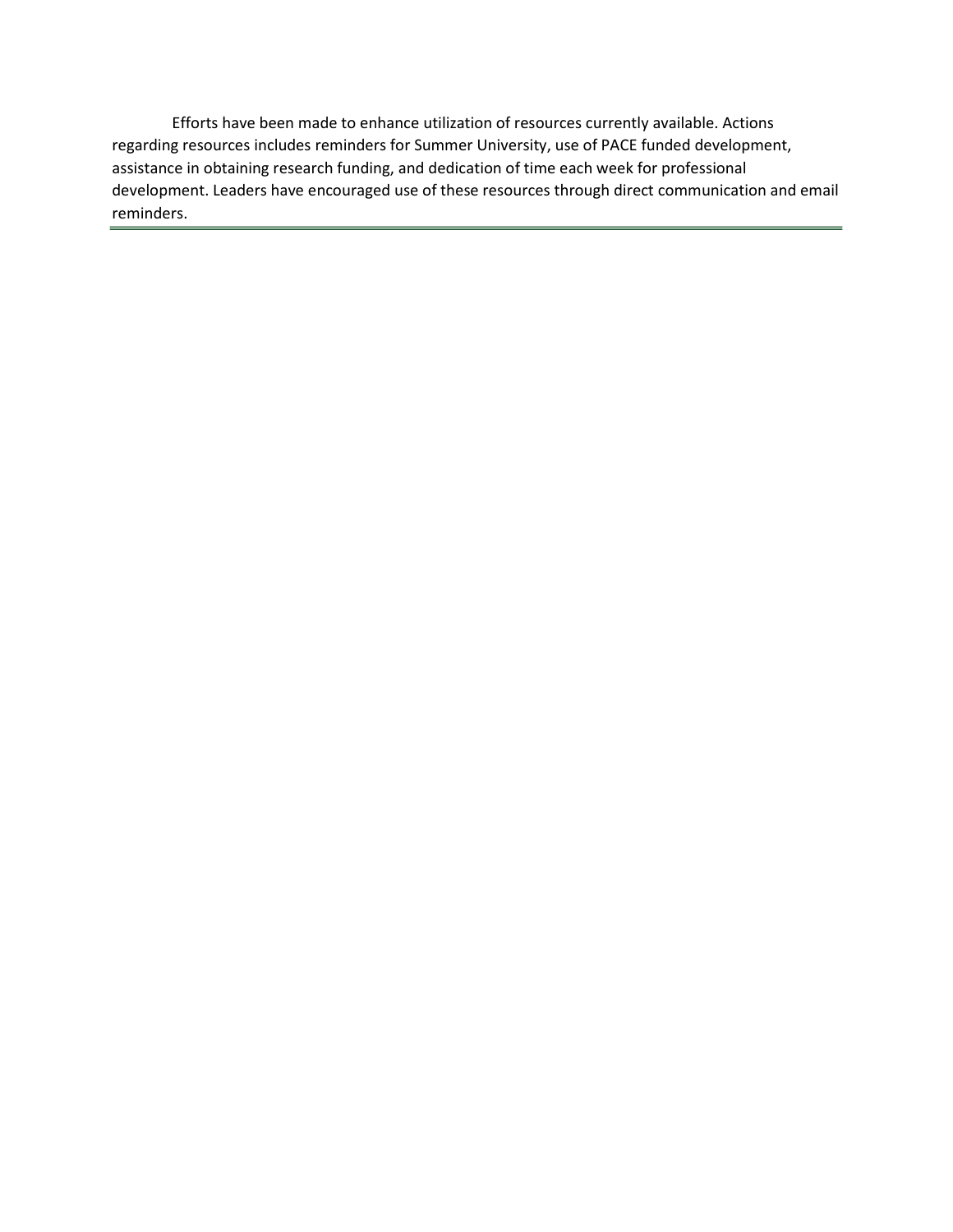Efforts have been made to enhance utilization of resources currently available. Actions regarding resources includes reminders for Summer University, use of PACE funded development, assistance in obtaining research funding, and dedication of time each week for professional development. Leaders have encouraged use of these resources through direct communication and email reminders.